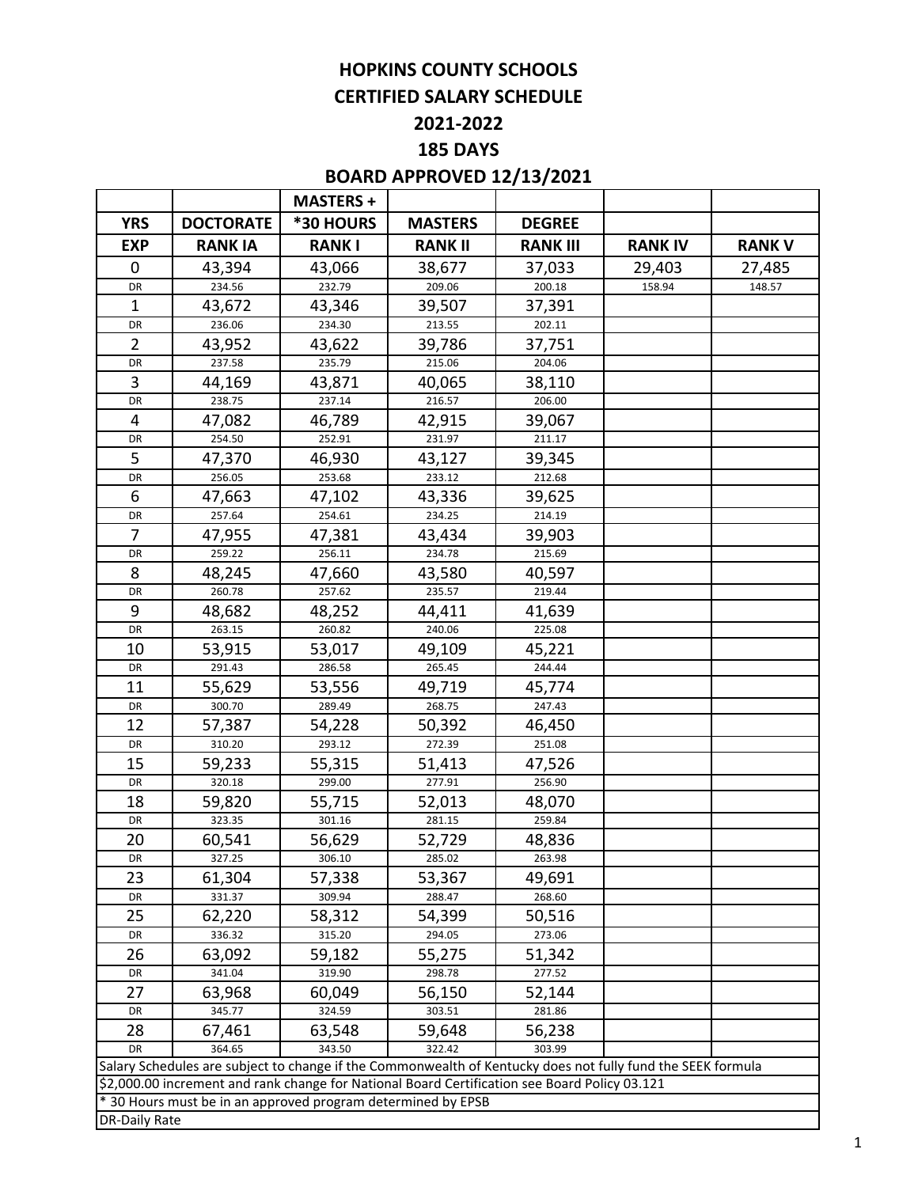# HOPKINS COUNTY SCHOOLS
## CERTIFIED SALARY SCHEDULE
## 2021-2022
## 185 DAYS
## BOARD APPROVED 12/13/2021

| | | MASTERS + | | | | |
|---|---|---|---|---|---|---|
| **YRS** | **DOCTORATE** | ***30 HOURS** | **MASTERS** | **DEGREE** | | |
| **EXP** | **RANK IA** | **RANK I** | **RANK II** | **RANK III** | **RANK IV** | **RANK V** |
| 0 | 43,394 | 43,066 | 38,677 | 37,033 | 29,403 | 27,485 |
| DR | 234.56 | 232.79 | 209.06 | 200.18 | 158.94 | 148.57 |
| 1 | 43,672 | 43,346 | 39,507 | 37,391 | | |
| DR | 236.06 | 234.30 | 213.55 | 202.11 | | |
| 2 | 43,952 | 43,622 | 39,786 | 37,751 | | |
| DR | 237.58 | 235.79 | 215.06 | 204.06 | | |
| 3 | 44,169 | 43,871 | 40,065 | 38,110 | | |
| DR | 238.75 | 237.14 | 216.57 | 206.00 | | |
| 4 | 47,082 | 46,789 | 42,915 | 39,067 | | |
| DR | 254.50 | 252.91 | 231.97 | 211.17 | | |
| 5 | 47,370 | 46,930 | 43,127 | 39,345 | | |
| DR | 256.05 | 253.68 | 233.12 | 212.68 | | |
| 6 | 47,663 | 47,102 | 43,336 | 39,625 | | |
| DR | 257.64 | 254.61 | 234.25 | 214.19 | | |
| 7 | 47,955 | 47,381 | 43,434 | 39,903 | | |
| DR | 259.22 | 256.11 | 234.78 | 215.69 | | |
| 8 | 48,245 | 47,660 | 43,580 | 40,597 | | |
| DR | 260.78 | 257.62 | 235.57 | 219.44 | | |
| 9 | 48,682 | 48,252 | 44,411 | 41,639 | | |
| DR | 263.15 | 260.82 | 240.06 | 225.08 | | |
| 10 | 53,915 | 53,017 | 49,109 | 45,221 | | |
| DR | 291.43 | 286.58 | 265.45 | 244.44 | | |
| 11 | 55,629 | 53,556 | 49,719 | 45,774 | | |
| DR | 300.70 | 289.49 | 268.75 | 247.43 | | |
| 12 | 57,387 | 54,228 | 50,392 | 46,450 | | |
| DR | 310.20 | 293.12 | 272.39 | 251.08 | | |
| 15 | 59,233 | 55,315 | 51,413 | 47,526 | | |
| DR | 320.18 | 299.00 | 277.91 | 256.90 | | |
| 18 | 59,820 | 55,715 | 52,013 | 48,070 | | |
| DR | 323.35 | 301.16 | 281.15 | 259.84 | | |
| 20 | 60,541 | 56,629 | 52,729 | 48,836 | | |
| DR | 327.25 | 306.10 | 285.02 | 263.98 | | |
| 23 | 61,304 | 57,338 | 53,367 | 49,691 | | |
| DR | 331.37 | 309.94 | 288.47 | 268.60 | | |
| 25 | 62,220 | 58,312 | 54,399 | 50,516 | | |
| DR | 336.32 | 315.20 | 294.05 | 273.06 | | |
| 26 | 63,092 | 59,182 | 55,275 | 51,342 | | |
| DR | 341.04 | 319.90 | 298.78 | 277.52 | | |
| 27 | 63,968 | 60,049 | 56,150 | 52,144 | | |
| DR | 345.77 | 324.59 | 303.51 | 281.86 | | |
| 28 | 67,461 | 63,548 | 59,648 | 56,238 | | |
| DR | 364.65 | 343.50 | 322.42 | 303.99 | | |

Salary Schedules are subject to change if the Commonwealth of Kentucky does not fully fund the SEEK formula

$2,000.00 increment and rank change for National Board Certification see Board Policy 03.121

* 30 Hours must be in an approved program determined by EPSB

DR-Daily Rate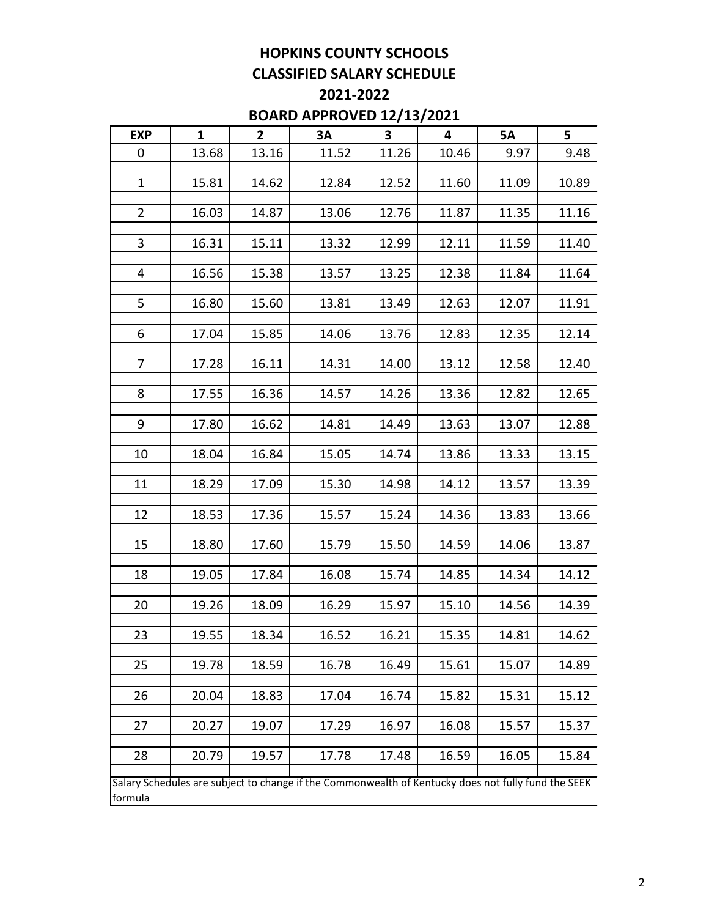# HOPKINS COUNTY SCHOOLS
## CLASSIFIED SALARY SCHEDULE
## 2021-2022
## BOARD APPROVED 12/13/2021

| EXP | 1 | 2 | 3A | 3 | 4 | 5A | 5 |
|---|---|---|---|---|---|---|---|
| 0 | 13.68 | 13.16 | 11.52 | 11.26 | 10.46 | 9.97 | 9.48 |
| 1 | 15.81 | 14.62 | 12.84 | 12.52 | 11.60 | 11.09 | 10.89 |
| 2 | 16.03 | 14.87 | 13.06 | 12.76 | 11.87 | 11.35 | 11.16 |
| 3 | 16.31 | 15.11 | 13.32 | 12.99 | 12.11 | 11.59 | 11.40 |
| 4 | 16.56 | 15.38 | 13.57 | 13.25 | 12.38 | 11.84 | 11.64 |
| 5 | 16.80 | 15.60 | 13.81 | 13.49 | 12.63 | 12.07 | 11.91 |
| 6 | 17.04 | 15.85 | 14.06 | 13.76 | 12.83 | 12.35 | 12.14 |
| 7 | 17.28 | 16.11 | 14.31 | 14.00 | 13.12 | 12.58 | 12.40 |
| 8 | 17.55 | 16.36 | 14.57 | 14.26 | 13.36 | 12.82 | 12.65 |
| 9 | 17.80 | 16.62 | 14.81 | 14.49 | 13.63 | 13.07 | 12.88 |
| 10 | 18.04 | 16.84 | 15.05 | 14.74 | 13.86 | 13.33 | 13.15 |
| 11 | 18.29 | 17.09 | 15.30 | 14.98 | 14.12 | 13.57 | 13.39 |
| 12 | 18.53 | 17.36 | 15.57 | 15.24 | 14.36 | 13.83 | 13.66 |
| 15 | 18.80 | 17.60 | 15.79 | 15.50 | 14.59 | 14.06 | 13.87 |
| 18 | 19.05 | 17.84 | 16.08 | 15.74 | 14.85 | 14.34 | 14.12 |
| 20 | 19.26 | 18.09 | 16.29 | 15.97 | 15.10 | 14.56 | 14.39 |
| 23 | 19.55 | 18.34 | 16.52 | 16.21 | 15.35 | 14.81 | 14.62 |
| 25 | 19.78 | 18.59 | 16.78 | 16.49 | 15.61 | 15.07 | 14.89 |
| 26 | 20.04 | 18.83 | 17.04 | 16.74 | 15.82 | 15.31 | 15.12 |
| 27 | 20.27 | 19.07 | 17.29 | 16.97 | 16.08 | 15.57 | 15.37 |
| 28 | 20.79 | 19.57 | 17.78 | 17.48 | 16.59 | 16.05 | 15.84 |

Salary Schedules are subject to change if the Commonwealth of Kentucky does not fully fund the SEEK formula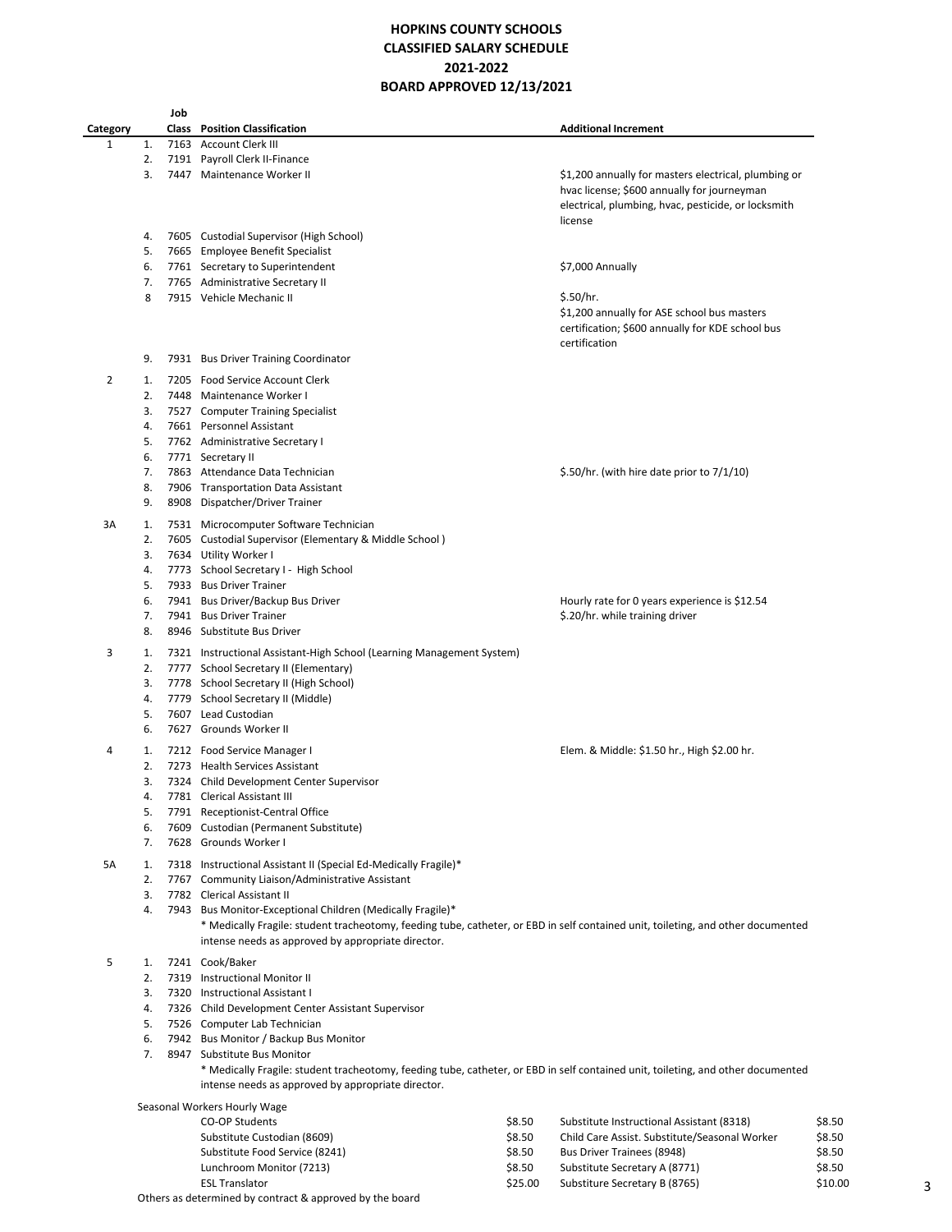# HOPKINS COUNTY SCHOOLS
## CLASSIFIED SALARY SCHEDULE
## 2021-2022
## BOARD APPROVED 12/13/2021

| Category | | Job Class | Position Classification | Additional Increment |
|---|---|---|---|---|
| 1 | 1. | 7163 | Account Clerk III | |
| | 2. | 7191 | Payroll Clerk II-Finance | |
| | 3. | 7447 | Maintenance Worker II | $1,200 annually for masters electrical, plumbing or hvac license; $600 annually for journeyman electrical, plumbing, hvac, pesticide, or locksmith license |
| | 4. | 7605 | Custodial Supervisor (High School) | |
| | 5. | 7665 | Employee Benefit Specialist | |
| | 6. | 7761 | Secretary to Superintendent | $7,000 Annually |
| | 7. | 7765 | Administrative Secretary II | |
| | 8 | 7915 | Vehicle Mechanic II | $.50/hr. $1,200 annually for ASE school bus masters certification; $600 annually for KDE school bus certification |
| | 9. | 7931 | Bus Driver Training Coordinator | |
| 2 | 1. | 7205 | Food Service Account Clerk | |
| | 2. | 7448 | Maintenance Worker I | |
| | 3. | 7527 | Computer Training Specialist | |
| | 4. | 7661 | Personnel Assistant | |
| | 5. | 7762 | Administrative Secretary I | |
| | 6. | 7771 | Secretary II | |
| | 7. | 7863 | Attendance Data Technician | $.50/hr. (with hire date prior to 7/1/10) |
| | 8. | 7906 | Transportation Data Assistant | |
| | 9. | 8908 | Dispatcher/Driver Trainer | |
| 3A | 1. | 7531 | Microcomputer Software Technician | |
| | 2. | 7605 | Custodial Supervisor (Elementary & Middle School ) | |
| | 3. | 7634 | Utility Worker I | |
| | 4. | 7773 | School Secretary I - High School | |
| | 5. | 7933 | Bus Driver Trainer | |
| | 6. | 7941 | Bus Driver/Backup Bus Driver | Hourly rate for 0 years experience is $12.54 |
| | 7. | 7941 | Bus Driver Trainer | $.20/hr. while training driver |
| | 8. | 8946 | Substitute Bus Driver | |
| 3 | 1. | 7321 | Instructional Assistant-High School (Learning Management System) | |
| | 2. | 7777 | School Secretary II (Elementary) | |
| | 3. | 7778 | School Secretary II (High School) | |
| | 4. | 7779 | School Secretary II (Middle) | |
| | 5. | 7607 | Lead Custodian | |
| | 6. | 7627 | Grounds Worker II | |
| 4 | 1. | 7212 | Food Service Manager I | Elem. & Middle: $1.50 hr., High $2.00 hr. |
| | 2. | 7273 | Health Services Assistant | |
| | 3. | 7324 | Child Development Center Supervisor | |
| | 4. | 7781 | Clerical Assistant III | |
| | 5. | 7791 | Receptionist-Central Office | |
| | 6. | 7609 | Custodian (Permanent Substitute) | |
| | 7. | 7628 | Grounds Worker I | |
| 5A | 1. | 7318 | Instructional Assistant II (Special Ed-Medically Fragile)* | |
| | 2. | 7767 | Community Liaison/Administrative Assistant | |
| | 3. | 7782 | Clerical Assistant II | |
| | 4. | 7943 | Bus Monitor-Exceptional Children (Medically Fragile)* | |

\* Medically Fragile: student tracheotomy, feeding tube, catheter, or EBD in self contained unit, toileting, and other documented intense needs as approved by appropriate director.

| Category | | Job Class | Position Classification | Additional Increment |
|---|---|---|---|---|
| 5 | 1. | 7241 | Cook/Baker | |
| | 2. | 7319 | Instructional Monitor II | |
| | 3. | 7320 | Instructional Assistant I | |
| | 4. | 7326 | Child Development Center Assistant Supervisor | |
| | 5. | 7526 | Computer Lab Technician | |
| | 6. | 7942 | Bus Monitor / Backup Bus Monitor | |
| | 7. | 8947 | Substitute Bus Monitor | |

\* Medically Fragile: student tracheotomy, feeding tube, catheter, or EBD in self contained unit, toileting, and other documented intense needs as approved by appropriate director.

Seasonal Workers Hourly Wage

| Position | Wage | Position | Wage |
|---|---|---|---|
| CO-OP Students | $8.50 | Substitute Instructional Assistant (8318) | $8.50 |
| Substitute Custodian (8609) | $8.50 | Child Care Assist. Substitute/Seasonal Worker | $8.50 |
| Substitute Food Service (8241) | $8.50 | Bus Driver Trainees (8948) | $8.50 |
| Lunchroom Monitor (7213) | $8.50 | Substitute Secretary A (8771) | $8.50 |
| ESL Translator | $25.00 | Substiture Secretary B (8765) | $10.00 |

Others as determined by contract & approved by the board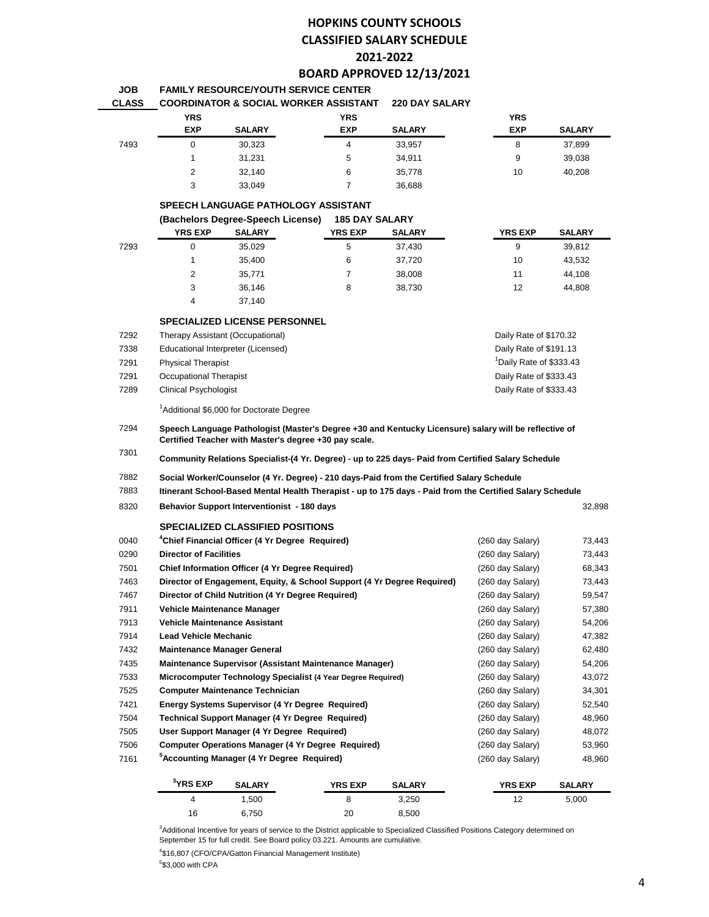# HOPKINS COUNTY SCHOOLS
# CLASSIFIED SALARY SCHEDULE
# 2021-2022
# BOARD APPROVED 12/13/2021

**JOB CLASS** | **FAMILY RESOURCE/YOUTH SERVICE CENTER COORDINATOR & SOCIAL WORKER ASSISTANT** | **220 DAY SALARY**

| JOB CLASS | YRS EXP | SALARY | YRS EXP | SALARY | YRS EXP | SALARY |
|---|---|---|---|---|---|---|
| 7493 | 0 | 30,323 | 4 | 33,957 | 8 | 37,899 |
| | 1 | 31,231 | 5 | 34,911 | 9 | 39,038 |
| | 2 | 32,140 | 6 | 35,778 | 10 | 40,208 |
| | 3 | 33,049 | 7 | 36,688 | | |

**SPEECH LANGUAGE PATHOLOGY ASSISTANT**
**(Bachelors Degree-Speech License)** | **185 DAY SALARY**

| JOB CLASS | YRS EXP | SALARY | YRS EXP | SALARY | YRS EXP | SALARY |
|---|---|---|---|---|---|---|
| 7293 | 0 | 35,029 | 5 | 37,430 | 9 | 39,812 |
| | 1 | 35,400 | 6 | 37,720 | 10 | 43,532 |
| | 2 | 35,771 | 7 | 38,008 | 11 | 44,108 |
| | 3 | 36,146 | 8 | 38,730 | 12 | 44,808 |
| | 4 | 37,140 | | | | |

**SPECIALIZED LICENSE PERSONNEL**

| JOB CLASS | Position | Rate |
|---|---|---|
| 7292 | Therapy Assistant (Occupational) | Daily Rate of $170.32 |
| 7338 | Educational Interpreter (Licensed) | Daily Rate of $191.13 |
| 7291 | Physical Therapist | [1]Daily Rate of $333.43 |
| 7291 | Occupational Therapist | Daily Rate of $333.43 |
| 7289 | Clinical Psychologist | Daily Rate of $333.43 |

[1]Additional $6,000 for Doctorate Degree

7294 **Speech Language Pathologist (Master's Degree +30 and Kentucky Licensure) salary will be reflective of Certified Teacher with Master's degree +30 pay scale.**

7301 **Community Relations Specialist-(4 Yr. Degree) - up to 225 days- Paid from Certified Salary Schedule**

7882 **Social Worker/Counselor (4 Yr. Degree) - 210 days-Paid from the Certified Salary Schedule**

7883 **Itinerant School-Based Mental Health Therapist - up to 175 days - Paid from the Certified Salary Schedule**

8320 **Behavior Support Interventionist - 180 days** 32,898

**SPECIALIZED CLASSIFIED POSITIONS**

| JOB CLASS | Position | Days | Salary |
|---|---|---|---|
| 0040 | **[4]Chief Financial Officer (4 Yr Degree Required)** | (260 day Salary) | 73,443 |
| 0290 | **Director of Facilities** | (260 day Salary) | 73,443 |
| 7501 | **Chief Information Officer (4 Yr Degree Required)** | (260 day Salary) | 68,343 |
| 7463 | **Director of Engagement, Equity, & School Support (4 Yr Degree Required)** | (260 day Salary) | 73,443 |
| 7467 | **Director of Child Nutrition (4 Yr Degree Required)** | (260 day Salary) | 59,547 |
| 7911 | **Vehicle Maintenance Manager** | (260 day Salary) | 57,380 |
| 7913 | **Vehicle Maintenance Assistant** | (260 day Salary) | 54,206 |
| 7914 | **Lead Vehicle Mechanic** | (260 day Salary) | 47,382 |
| 7432 | **Maintenance Manager General** | (260 day Salary) | 62,480 |
| 7435 | **Maintenance Supervisor (Assistant Maintenance Manager)** | (260 day Salary) | 54,206 |
| 7533 | **Microcomputer Technology Specialist (4 Year Degree Required)** | (260 day Salary) | 43,072 |
| 7525 | **Computer Maintenance Technician** | (260 day Salary) | 34,301 |
| 7421 | **Energy Systems Supervisor (4 Yr Degree Required)** | (260 day Salary) | 52,540 |
| 7504 | **Technical Support Manager (4 Yr Degree Required)** | (260 day Salary) | 48,960 |
| 7505 | **User Support Manager (4 Yr Degree Required)** | (260 day Salary) | 48,072 |
| 7506 | **Computer Operations Manager (4 Yr Degree Required)** | (260 day Salary) | 53,960 |
| 7161 | **[5]Accounting Manager (4 Yr Degree Required)** | (260 day Salary) | 48,960 |

| [3]YRS EXP | SALARY | YRS EXP | SALARY | YRS EXP | SALARY |
|---|---|---|---|---|---|
| 4 | 1,500 | 8 | 3,250 | 12 | 5,000 |
| 16 | 6,750 | 20 | 8,500 | | |

[3]Additional Incentive for years of service to the District applicable to Specialized Classified Positions Category determined on September 15 for full credit. See Board policy 03.221. Amounts are cumulative.

[4]$16,807 (CFO/CPA/Gatton Financial Management Institute)

[5]$3,000 with CPA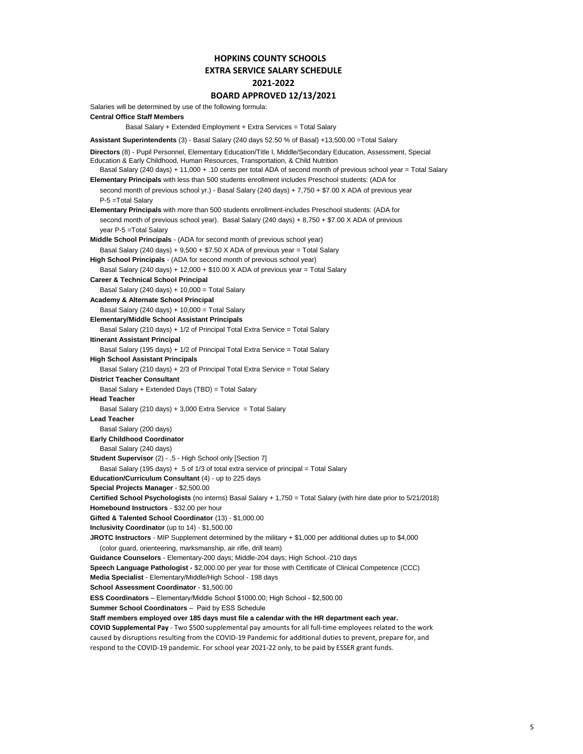# HOPKINS COUNTY SCHOOLS
## EXTRA SERVICE SALARY SCHEDULE
## 2021-2022
## BOARD APPROVED 12/13/2021

Salaries will be determined by use of the following formula:

**Central Office Staff Members**

Basal Salary + Extended Employment + Extra Services = Total Salary

**Assistant Superintendents** (3) - Basal Salary (240 days 52.50 % of Basal) +13,500.00 =Total Salary

**Directors** (8) - Pupil Personnel, Elementary Education/Title I, Middle/Secondary Education, Assessment, Special Education & Early Childhood, Human Resources, Transportation, & Child Nutrition

Basal Salary (240 days) + 11,000 + .10 cents per total ADA of second month of previous school year = Total Salary

**Elementary Principals** with less than 500 students enrollment includes Preschool students: (ADA for second month of previous school yr.) - Basal Salary (240 days) + 7,750 + $7.00 X ADA of previous year P-5 =Total Salary

**Elementary Principals** with more than 500 students enrollment-includes Preschool students: (ADA for second month of previous school year). Basal Salary (240 days) + 8,750 + $7.00 X ADA of previous year P-5 =Total Salary

**Middle School Principals** - (ADA for second month of previous school year)

Basal Salary (240 days) + 9,500 + $7.50 X ADA of previous year = Total Salary

**High School Principals** - (ADA for second month of previous school year)

Basal Salary (240 days) + 12,000 + $10.00 X ADA of previous year = Total Salary

**Career & Technical School Principal**

Basal Salary (240 days) + 10,000 = Total Salary

**Academy & Alternate School Principal**

Basal Salary (240 days) + 10,000 = Total Salary

**Elementary/Middle School Assistant Principals**

Basal Salary (210 days) + 1/2 of Principal Total Extra Service = Total Salary

**Itinerant Assistant Principal**

Basal Salary (195 days) + 1/2 of Principal Total Extra Service = Total Salary

**High School Assistant Principals**

Basal Salary (210 days) + 2/3 of Principal Total Extra Service = Total Salary

**District Teacher Consultant**

Basal Salary + Extended Days (TBD) = Total Salary

**Head Teacher**

Basal Salary (210 days) + 3,000 Extra Service = Total Salary

**Lead Teacher**

Basal Salary (200 days)

**Early Childhood Coordinator**

Basal Salary (240 days)

**Student Supervisor** (2) - .5 - High School only [Section 7]

Basal Salary (195 days) + .5 of 1/3 of total extra service of principal = Total Salary

**Education/Curriculum Consultant** (4) - up to 225 days

**Special Projects Manager** - $2,500.00

**Certified School Psychologists** (no interns) Basal Salary + 1,750 = Total Salary (with hire date prior to 5/21/2018)

**Homebound Instructors** - $32.00 per hour

**Gifted & Talented School Coordinator** (13) - $1,000.00

**Inclusivity Coordinator** (up to 14) - $1,500.00

**JROTC Instructors** - MIP Supplement determined by the military + $1,000 per additional duties up to $4,000 (color guard, orienteering, marksmanship, air rifle, drill team)

**Guidance Counselors** - Elementary-200 days; Middle-204 days; High School.-210 days

**Speech Language Pathologist -** $2,000.00 per year for those with Certificate of Clinical Competence (CCC)

**Media Specialist** - Elementary/Middle/High School - 198 days

**School Assessment Coordinator** - $1,500.00

**ESS Coordinators** – Elementary/Middle School $1000.00; High School - $2,500.00

**Summer School Coordinators** – Paid by ESS Schedule

**Staff members employed over 185 days must file a calendar with the HR department each year.**

**COVID Supplemental Pay** - Two $500 supplemental pay amounts for all full-time employees related to the work caused by disruptions resulting from the COVID-19 Pandemic for additional duties to prevent, prepare for, and respond to the COVID-19 pandemic. For school year 2021-22 only, to be paid by ESSER grant funds.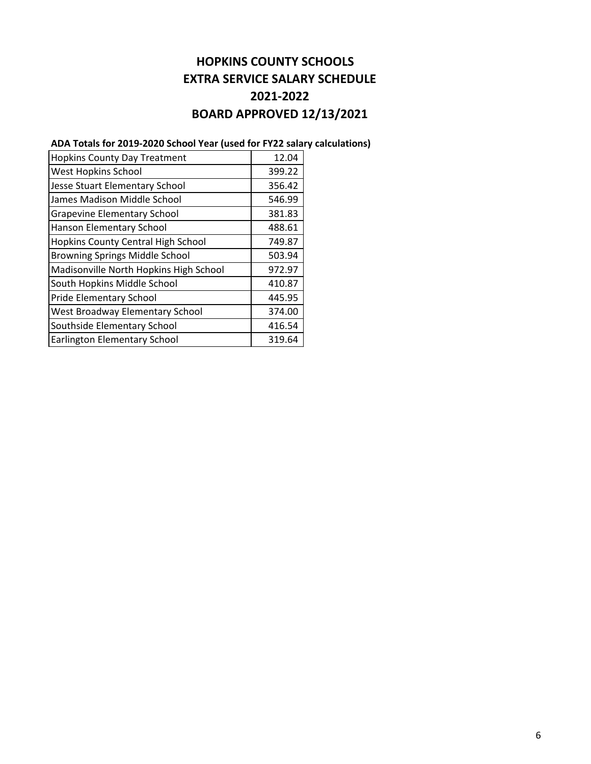# HOPKINS COUNTY SCHOOLS
# EXTRA SERVICE SALARY SCHEDULE
# 2021-2022
# BOARD APPROVED 12/13/2021

**ADA Totals for 2019-2020 School Year (used for FY22 salary calculations)**

| School | ADA |
|---|---|
| Hopkins County Day Treatment | 12.04 |
| West Hopkins School | 399.22 |
| Jesse Stuart Elementary School | 356.42 |
| James Madison Middle School | 546.99 |
| Grapevine Elementary School | 381.83 |
| Hanson Elementary School | 488.61 |
| Hopkins County Central High School | 749.87 |
| Browning Springs Middle School | 503.94 |
| Madisonville North Hopkins High School | 972.97 |
| South Hopkins Middle School | 410.87 |
| Pride Elementary School | 445.95 |
| West Broadway Elementary School | 374.00 |
| Southside Elementary School | 416.54 |
| Earlington Elementary School | 319.64 |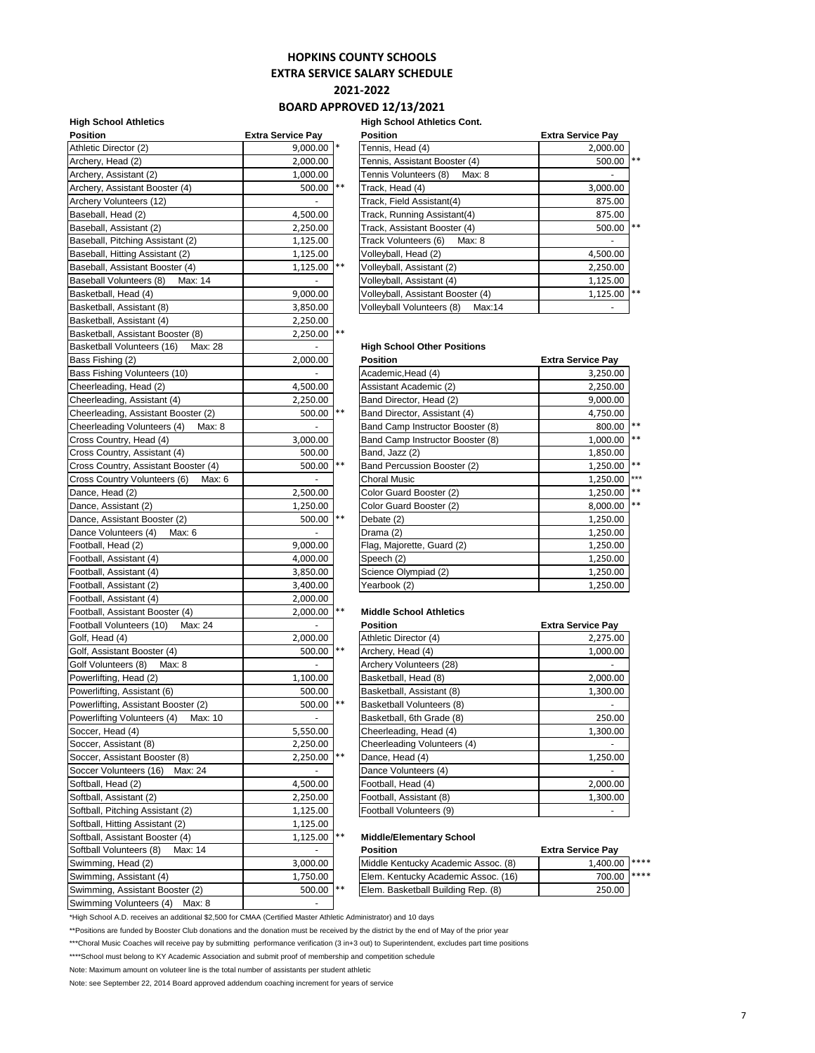# HOPKINS COUNTY SCHOOLS
## EXTRA SERVICE SALARY SCHEDULE
## 2021-2022
## BOARD APPROVED 12/13/2021

### High School Athletics

| Position | Extra Service Pay | |
|---|---|---|
| Athletic Director (2) | 9,000.00 | * |
| Archery, Head (2) | 2,000.00 | |
| Archery, Assistant (2) | 1,000.00 | |
| Archery, Assistant Booster (4) | 500.00 | ** |
| Archery Volunteers (12) | - | |
| Baseball, Head (2) | 4,500.00 | |
| Baseball, Assistant (2) | 2,250.00 | |
| Baseball, Pitching Assistant (2) | 1,125.00 | |
| Baseball, Hitting Assistant (2) | 1,125.00 | |
| Baseball, Assistant Booster (4) | 1,125.00 | ** |
| Baseball Volunteers (8) Max: 14 | - | |
| Basketball, Head (4) | 9,000.00 | |
| Basketball, Assistant (8) | 3,850.00 | |
| Basketball, Assistant (4) | 2,250.00 | |
| Basketball, Assistant Booster (8) | 2,250.00 | ** |
| Basketball Volunteers (16) Max: 28 | - | |
| Bass Fishing (2) | 2,000.00 | |
| Bass Fishing Volunteers (10) | - | |
| Cheerleading, Head (2) | 4,500.00 | |
| Cheerleading, Assistant (4) | 2,250.00 | |
| Cheerleading, Assistant Booster (2) | 500.00 | ** |
| Cheerleading Volunteers (4) Max: 8 | - | |
| Cross Country, Head (4) | 3,000.00 | |
| Cross Country, Assistant (4) | 500.00 | |
| Cross Country, Assistant Booster (4) | 500.00 | ** |
| Cross Country Volunteers (6) Max: 6 | - | |
| Dance, Head (2) | 2,500.00 | |
| Dance, Assistant (2) | 1,250.00 | |
| Dance, Assistant Booster (2) | 500.00 | ** |
| Dance Volunteers (4) Max: 6 | - | |
| Football, Head (2) | 9,000.00 | |
| Football, Assistant (4) | 4,000.00 | |
| Football, Assistant (4) | 3,850.00 | |
| Football, Assistant (2) | 3,400.00 | |
| Football, Assistant (4) | 2,000.00 | |
| Football, Assistant Booster (4) | 2,000.00 | ** |
| Football Volunteers (10) Max: 24 | - | |
| Golf, Head (4) | 2,000.00 | |
| Golf, Assistant Booster (4) | 500.00 | ** |
| Golf Volunteers (8) Max: 8 | - | |
| Powerlifting, Head (2) | 1,100.00 | |
| Powerlifting, Assistant (6) | 500.00 | |
| Powerlifting, Assistant Booster (2) | 500.00 | ** |
| Powerlifting Volunteers (4) Max: 10 | - | |
| Soccer, Head (4) | 5,550.00 | |
| Soccer, Assistant (8) | 2,250.00 | |
| Soccer, Assistant Booster (8) | 2,250.00 | ** |
| Soccer Volunteers (16) Max: 24 | - | |
| Softball, Head (2) | 4,500.00 | |
| Softball, Assistant (2) | 2,250.00 | |
| Softball, Pitching Assistant (2) | 1,125.00 | |
| Softball, Hitting Assistant (2) | 1,125.00 | |
| Softball, Assistant Booster (4) | 1,125.00 | ** |
| Softball Volunteers (8) Max: 14 | - | |
| Swimming, Head (2) | 3,000.00 | |
| Swimming, Assistant (4) | 1,750.00 | |
| Swimming, Assistant Booster (2) | 500.00 | ** |
| Swimming Volunteers (4) Max: 8 | - | |

### High School Athletics Cont.

| Position | Extra Service Pay | |
|---|---|---|
| Tennis, Head (4) | 2,000.00 | |
| Tennis, Assistant Booster (4) | 500.00 | ** |
| Tennis Volunteers (8) Max: 8 | - | |
| Track, Head (4) | 3,000.00 | |
| Track, Field Assistant(4) | 875.00 | |
| Track, Running Assistant(4) | 875.00 | |
| Track, Assistant Booster (4) | 500.00 | ** |
| Track Volunteers (6) Max: 8 | - | |
| Volleyball, Head (2) | 4,500.00 | |
| Volleyball, Assistant (2) | 2,250.00 | |
| Volleyball, Assistant (4) | 1,125.00 | |
| Volleyball, Assistant Booster (4) | 1,125.00 | ** |
| Volleyball Volunteers (8) Max:14 | - | |

### High School Other Positions

| Position | Extra Service Pay | |
|---|---|---|
| Academic,Head (4) | 3,250.00 | |
| Assistant Academic (2) | 2,250.00 | |
| Band Director, Head (2) | 9,000.00 | |
| Band Director, Assistant (4) | 4,750.00 | |
| Band Camp Instructor Booster (8) | 800.00 | ** |
| Band Camp Instructor Booster (8) | 1,000.00 | ** |
| Band, Jazz (2) | 1,850.00 | |
| Band Percussion Booster (2) | 1,250.00 | ** |
| Choral Music | 1,250.00 | *** |
| Color Guard Booster (2) | 1,250.00 | ** |
| Color Guard Booster (2) | 8,000.00 | ** |
| Debate (2) | 1,250.00 | |
| Drama (2) | 1,250.00 | |
| Flag, Majorette, Guard (2) | 1,250.00 | |
| Speech (2) | 1,250.00 | |
| Science Olympiad (2) | 1,250.00 | |
| Yearbook (2) | 1,250.00 | |

### Middle School Athletics

| Position | Extra Service Pay |
|---|---|
| Athletic Director (4) | 2,275.00 |
| Archery, Head (4) | 1,000.00 |
| Archery Volunteers (28) | - |
| Basketball, Head (8) | 2,000.00 |
| Basketball, Assistant (8) | 1,300.00 |
| Basketball Volunteers (8) | - |
| Basketball, 6th Grade (8) | 250.00 |
| Cheerleading, Head (4) | 1,300.00 |
| Cheerleading Volunteers (4) | - |
| Dance, Head (4) | 1,250.00 |
| Dance Volunteers (4) | - |
| Football, Head (4) | 2,000.00 |
| Football, Assistant (8) | 1,300.00 |
| Football Volunteers (9) | - |

### Middle/Elementary School

| Position | Extra Service Pay | |
|---|---|---|
| Middle Kentucky Academic Assoc. (8) | 1,400.00 | **** |
| Elem. Kentucky Academic Assoc. (16) | 700.00 | **** |
| Elem. Basketball Building Rep. (8) | 250.00 | |

*High School A.D. receives an additional $2,500 for CMAA (Certified Master Athletic Administrator) and 10 days

**Positions are funded by Booster Club donations and the donation must be received by the district by the end of May of the prior year

***Choral Music Coaches will receive pay by submitting performance verification (3 in+3 out) to Superintendent, excludes part time positions

****School must belong to KY Academic Association and submit proof of membership and competition schedule

Note: Maximum amount on voluteer line is the total number of assistants per student athletic

Note: see September 22, 2014 Board approved addendum coaching increment for years of service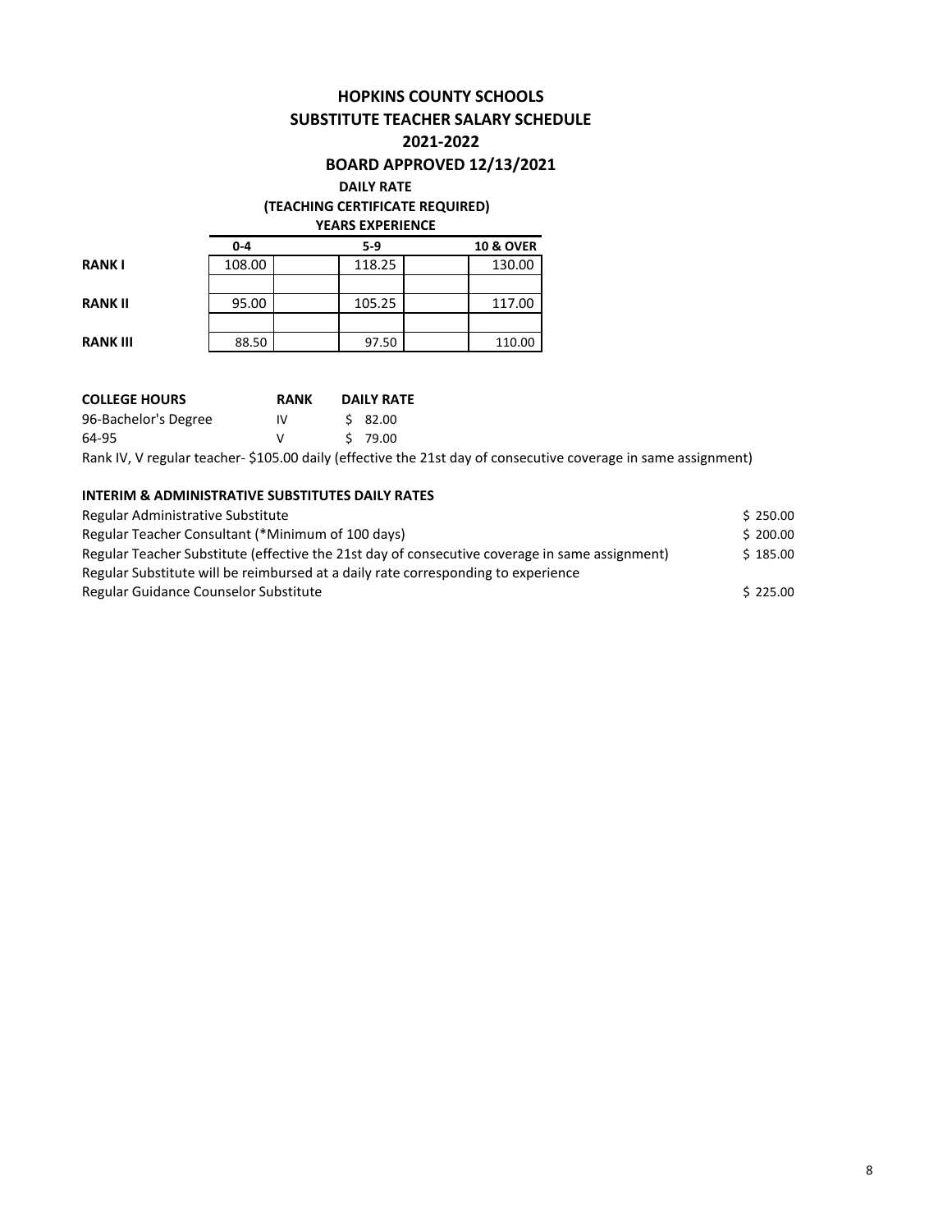# HOPKINS COUNTY SCHOOLS

## SUBSTITUTE TEACHER SALARY SCHEDULE

## 2021-2022

## BOARD APPROVED 12/13/2021

**DAILY RATE**

**(TEACHING CERTIFICATE REQUIRED)**

**YEARS EXPERIENCE**

| | 0-4 | 5-9 | 10 & OVER |
|---|---|---|---|
| **RANK I** | 108.00 | 118.25 | 130.00 |
| **RANK II** | 95.00 | 105.25 | 117.00 |
| **RANK III** | 88.50 | 97.50 | 110.00 |

| COLLEGE HOURS | RANK | DAILY RATE |
|---|---|---|
| 96-Bachelor's Degree | IV | $ 82.00 |
| 64-95 | V | $ 79.00 |

Rank IV, V regular teacher- $105.00 daily (effective the 21st day of consecutive coverage in same assignment)

**INTERIM & ADMINISTRATIVE SUBSTITUTES DAILY RATES**

| | |
|---|---|
| Regular Administrative Substitute | $ 250.00 |
| Regular Teacher Consultant (*Minimum of 100 days) | $ 200.00 |
| Regular Teacher Substitute (effective the 21st day of consecutive coverage in same assignment) | $ 185.00 |
| Regular Substitute will be reimbursed at a daily rate corresponding to experience | |
| Regular Guidance Counselor Substitute | $ 225.00 |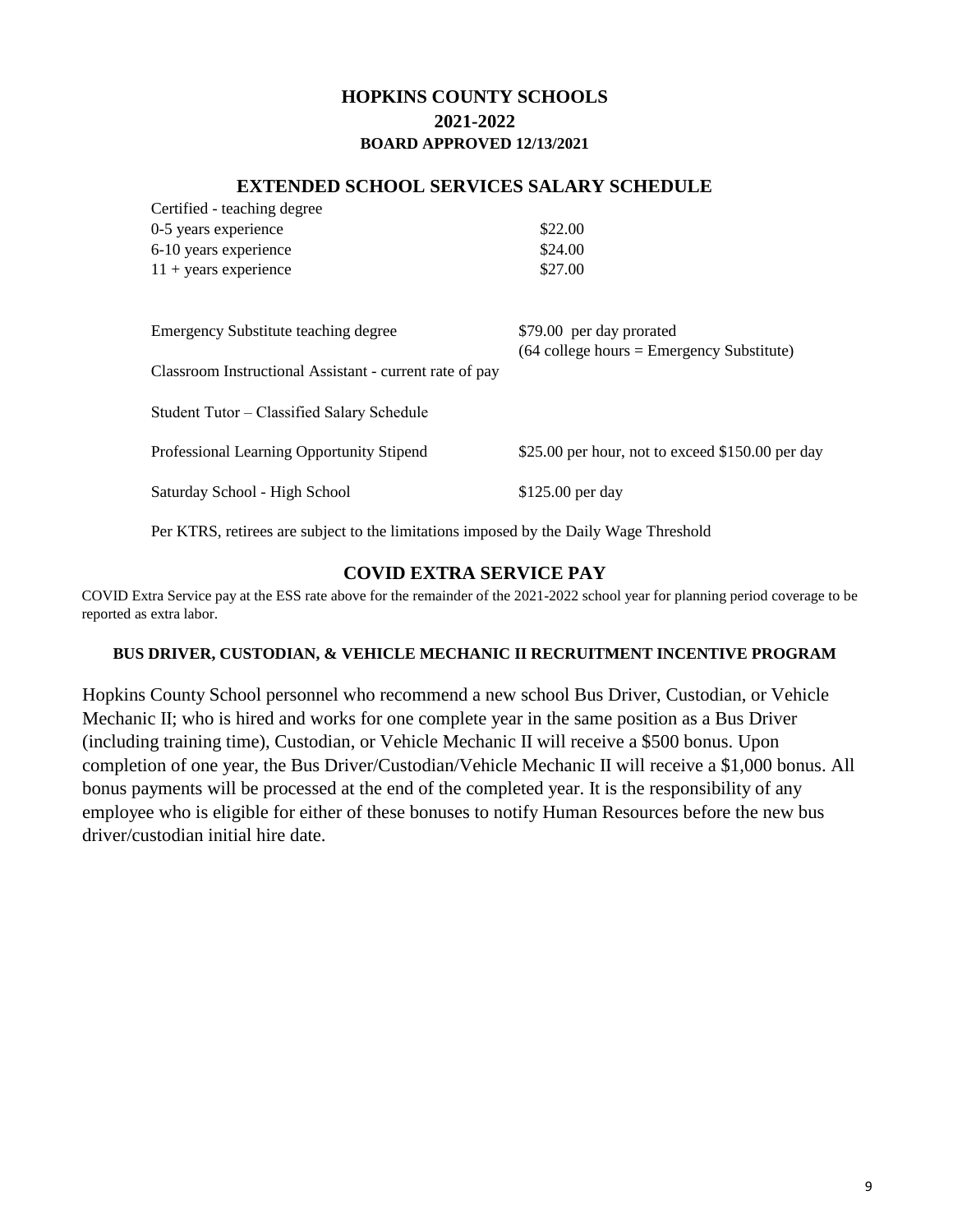# HOPKINS COUNTY SCHOOLS
## 2021-2022
### BOARD APPROVED 12/13/2021

## EXTENDED SCHOOL SERVICES SALARY SCHEDULE

| | |
|---|---|
| Certified - teaching degree | |
| 0-5 years experience | \$22.00 |
| 6-10 years experience | \$24.00 |
| 11 + years experience | \$27.00 |
| | |
| Emergency Substitute teaching degree | \$79.00 per day prorated (64 college hours = Emergency Substitute) |
| Classroom Instructional Assistant - current rate of pay | |
| Student Tutor – Classified Salary Schedule | |
| Professional Learning Opportunity Stipend | \$25.00 per hour, not to exceed \$150.00 per day |
| Saturday School - High School | \$125.00 per day |

Per KTRS, retirees are subject to the limitations imposed by the Daily Wage Threshold

## COVID EXTRA SERVICE PAY

COVID Extra Service pay at the ESS rate above for the remainder of the 2021-2022 school year for planning period coverage to be reported as extra labor.

### BUS DRIVER, CUSTODIAN, & VEHICLE MECHANIC II RECRUITMENT INCENTIVE PROGRAM

Hopkins County School personnel who recommend a new school Bus Driver, Custodian, or Vehicle Mechanic II; who is hired and works for one complete year in the same position as a Bus Driver (including training time), Custodian, or Vehicle Mechanic II will receive a \$500 bonus. Upon completion of one year, the Bus Driver/Custodian/Vehicle Mechanic II will receive a \$1,000 bonus. All bonus payments will be processed at the end of the completed year. It is the responsibility of any employee who is eligible for either of these bonuses to notify Human Resources before the new bus driver/custodian initial hire date.